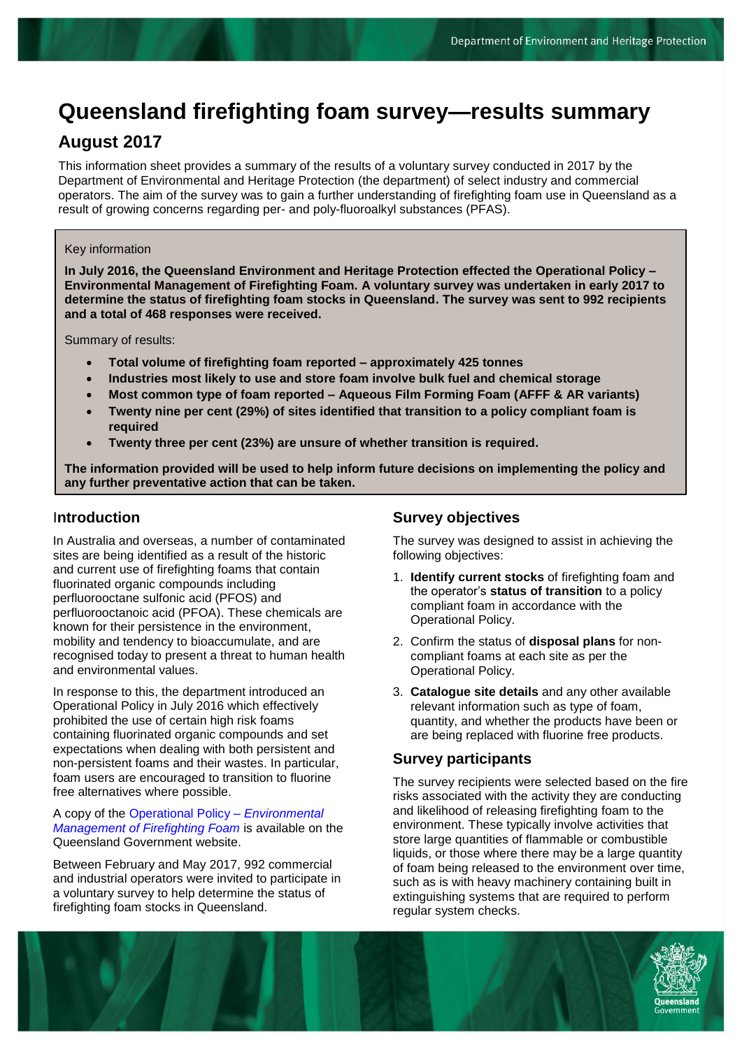# Queensland firefighting foam survey—results summary

## August 2017

This information sheet provides a summary of the results of a voluntary survey conducted in 2017 by the Department of Environmental and Heritage Protection (the department) of select industry and commercial operators. The aim of the survey was to gain a further understanding of firefighting foam use in Queensland as a result of growing concerns regarding per- and poly-fluoroalkyl substances (PFAS).

Key information

**In July 2016, the Queensland Environment and Heritage Protection effected the Operational Policy – Environmental Management of Firefighting Foam. A voluntary survey was undertaken in early 2017 to determine the status of firefighting foam stocks in Queensland. The survey was sent to 992 recipients and a total of 468 responses were received.**

Summary of results:

- **Total volume of firefighting foam reported – approximately 425 tonnes**
- **Industries most likely to use and store foam involve bulk fuel and chemical storage**
- **Most common type of foam reported – Aqueous Film Forming Foam (AFFF & AR variants)**
- **Twenty nine per cent (29%) of sites identified that transition to a policy compliant foam is required**
- **Twenty three per cent (23%) are unsure of whether transition is required.**

**The information provided will be used to help inform future decisions on implementing the policy and any further preventative action that can be taken.**

## Introduction

In Australia and overseas, a number of contaminated sites are being identified as a result of the historic and current use of firefighting foams that contain fluorinated organic compounds including perfluorooctane sulfonic acid (PFOS) and perfluorooctanoic acid (PFOA). These chemicals are known for their persistence in the environment, mobility and tendency to bioaccumulate, and are recognised today to present a threat to human health and environmental values.

In response to this, the department introduced an Operational Policy in July 2016 which effectively prohibited the use of certain high risk foams containing fluorinated organic compounds and set expectations when dealing with both persistent and non-persistent foams and their wastes. In particular, foam users are encouraged to transition to fluorine free alternatives where possible.

A copy of the Operational Policy – *Environmental Management of Firefighting Foam* is available on the Queensland Government website.

Between February and May 2017, 992 commercial and industrial operators were invited to participate in a voluntary survey to help determine the status of firefighting foam stocks in Queensland.

## Survey objectives

The survey was designed to assist in achieving the following objectives:

1. **Identify current stocks** of firefighting foam and the operator's **status of transition** to a policy compliant foam in accordance with the Operational Policy.
2. Confirm the status of **disposal plans** for non-compliant foams at each site as per the Operational Policy.
3. **Catalogue site details** and any other available relevant information such as type of foam, quantity, and whether the products have been or are being replaced with fluorine free products.

## Survey participants

The survey recipients were selected based on the fire risks associated with the activity they are conducting and likelihood of releasing firefighting foam to the environment. These typically involve activities that store large quantities of flammable or combustible liquids, or those where there may be a large quantity of foam being released to the environment over time, such as is with heavy machinery containing built in extinguishing systems that are required to perform regular system checks.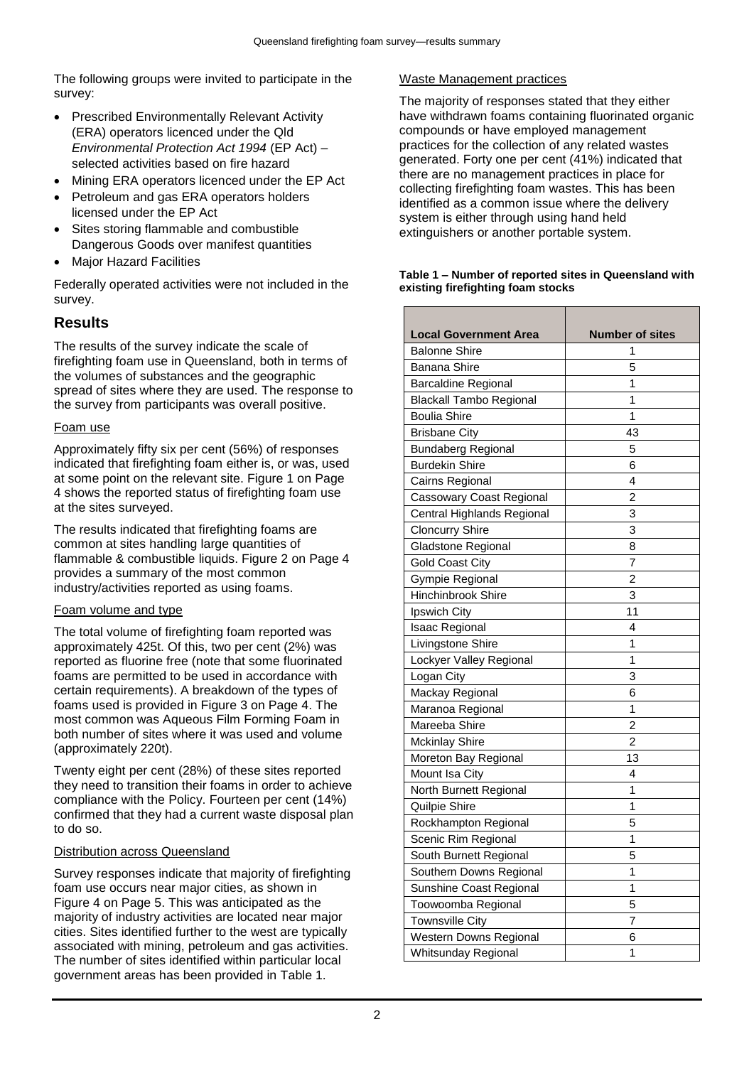The following groups were invited to participate in the survey:

- Prescribed Environmentally Relevant Activity (ERA) operators licenced under the Qld *Environmental Protection Act 1994* (EP Act) – selected activities based on fire hazard
- Mining ERA operators licenced under the EP Act
- Petroleum and gas ERA operators holders licensed under the EP Act
- Sites storing flammable and combustible Dangerous Goods over manifest quantities
- Major Hazard Facilities

Federally operated activities were not included in the survey.

## Results

The results of the survey indicate the scale of firefighting foam use in Queensland, both in terms of the volumes of substances and the geographic spread of sites where they are used. The response to the survey from participants was overall positive.

### Foam use

Approximately fifty six per cent (56%) of responses indicated that firefighting foam either is, or was, used at some point on the relevant site. Figure 1 on Page 4 shows the reported status of firefighting foam use at the sites surveyed.

The results indicated that firefighting foams are common at sites handling large quantities of flammable & combustible liquids. Figure 2 on Page 4 provides a summary of the most common industry/activities reported as using foams.

### Foam volume and type

The total volume of firefighting foam reported was approximately 425t. Of this, two per cent (2%) was reported as fluorine free (note that some fluorinated foams are permitted to be used in accordance with certain requirements). A breakdown of the types of foams used is provided in Figure 3 on Page 4. The most common was Aqueous Film Forming Foam in both number of sites where it was used and volume (approximately 220t).

Twenty eight per cent (28%) of these sites reported they need to transition their foams in order to achieve compliance with the Policy. Fourteen per cent (14%) confirmed that they had a current waste disposal plan to do so.

### Distribution across Queensland

Survey responses indicate that majority of firefighting foam use occurs near major cities, as shown in Figure 4 on Page 5. This was anticipated as the majority of industry activities are located near major cities. Sites identified further to the west are typically associated with mining, petroleum and gas activities. The number of sites identified within particular local government areas has been provided in Table 1.

### Waste Management practices

The majority of responses stated that they either have withdrawn foams containing fluorinated organic compounds or have employed management practices for the collection of any related wastes generated. Forty one per cent (41%) indicated that there are no management practices in place for collecting firefighting foam wastes. This has been identified as a common issue where the delivery system is either through using hand held extinguishers or another portable system.

**Table 1 – Number of reported sites in Queensland with existing firefighting foam stocks**

| Local Government Area | Number of sites |
|---|---|
| Balonne Shire | 1 |
| Banana Shire | 5 |
| Barcaldine Regional | 1 |
| Blackall Tambo Regional | 1 |
| Boulia Shire | 1 |
| Brisbane City | 43 |
| Bundaberg Regional | 5 |
| Burdekin Shire | 6 |
| Cairns Regional | 4 |
| Cassowary Coast Regional | 2 |
| Central Highlands Regional | 3 |
| Cloncurry Shire | 3 |
| Gladstone Regional | 8 |
| Gold Coast City | 7 |
| Gympie Regional | 2 |
| Hinchinbrook Shire | 3 |
| Ipswich City | 11 |
| Isaac Regional | 4 |
| Livingstone Shire | 1 |
| Lockyer Valley Regional | 1 |
| Logan City | 3 |
| Mackay Regional | 6 |
| Maranoa Regional | 1 |
| Mareeba Shire | 2 |
| Mckinlay Shire | 2 |
| Moreton Bay Regional | 13 |
| Mount Isa City | 4 |
| North Burnett Regional | 1 |
| Quilpie Shire | 1 |
| Rockhampton Regional | 5 |
| Scenic Rim Regional | 1 |
| South Burnett Regional | 5 |
| Southern Downs Regional | 1 |
| Sunshine Coast Regional | 1 |
| Toowoomba Regional | 5 |
| Townsville City | 7 |
| Western Downs Regional | 6 |
| Whitsunday Regional | 1 |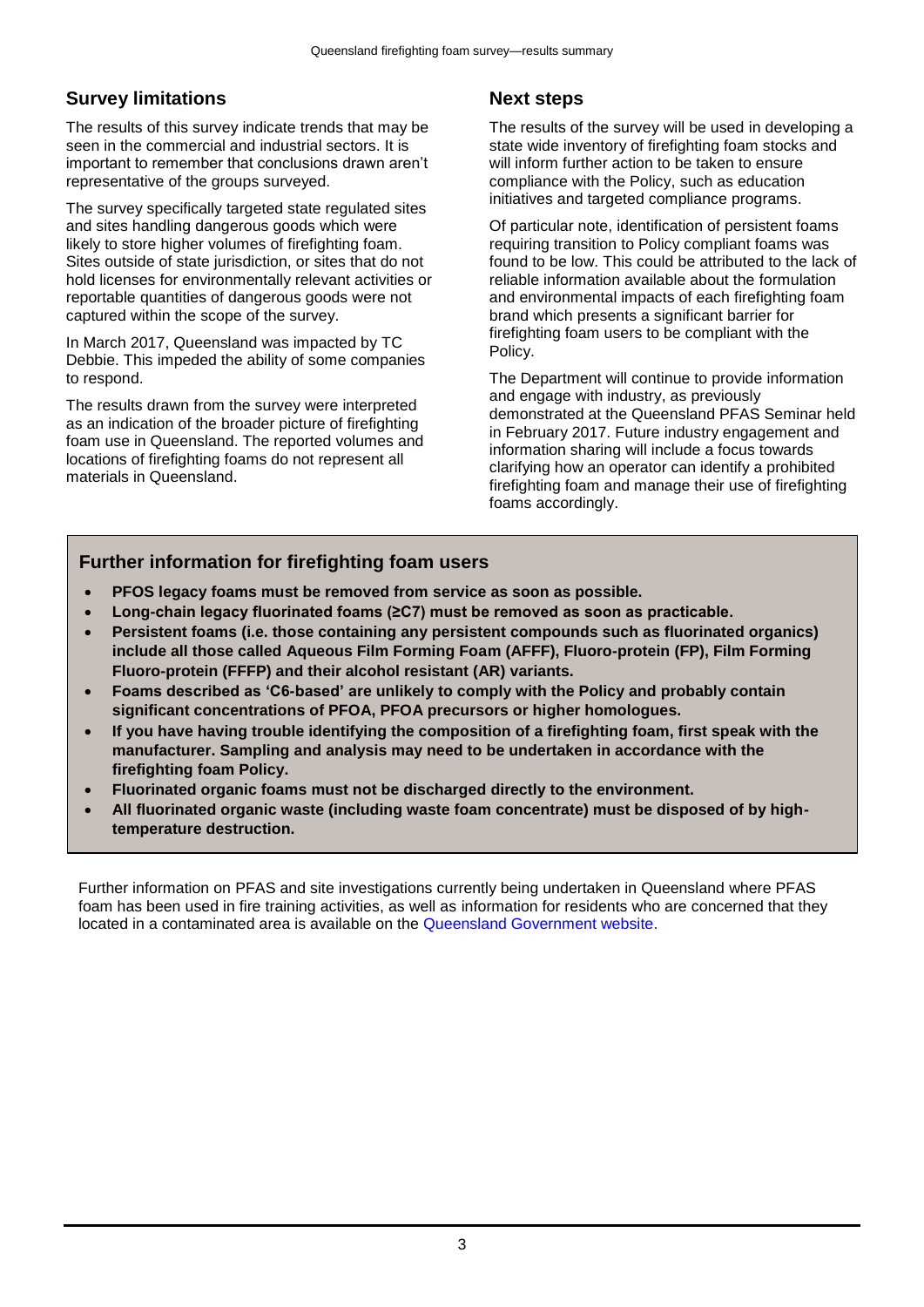## Survey limitations

The results of this survey indicate trends that may be seen in the commercial and industrial sectors. It is important to remember that conclusions drawn aren't representative of the groups surveyed.

The survey specifically targeted state regulated sites and sites handling dangerous goods which were likely to store higher volumes of firefighting foam. Sites outside of state jurisdiction, or sites that do not hold licenses for environmentally relevant activities or reportable quantities of dangerous goods were not captured within the scope of the survey.

In March 2017, Queensland was impacted by TC Debbie. This impeded the ability of some companies to respond.

The results drawn from the survey were interpreted as an indication of the broader picture of firefighting foam use in Queensland. The reported volumes and locations of firefighting foams do not represent all materials in Queensland.

## Next steps

The results of the survey will be used in developing a state wide inventory of firefighting foam stocks and will inform further action to be taken to ensure compliance with the Policy, such as education initiatives and targeted compliance programs.

Of particular note, identification of persistent foams requiring transition to Policy compliant foams was found to be low. This could be attributed to the lack of reliable information available about the formulation and environmental impacts of each firefighting foam brand which presents a significant barrier for firefighting foam users to be compliant with the Policy.

The Department will continue to provide information and engage with industry, as previously demonstrated at the Queensland PFAS Seminar held in February 2017. Future industry engagement and information sharing will include a focus towards clarifying how an operator can identify a prohibited firefighting foam and manage their use of firefighting foams accordingly.

## Further information for firefighting foam users

- **PFOS legacy foams must be removed from service as soon as possible.**
- **Long-chain legacy fluorinated foams (≥C7) must be removed as soon as practicable.**
- **Persistent foams (i.e. those containing any persistent compounds such as fluorinated organics) include all those called Aqueous Film Forming Foam (AFFF), Fluoro-protein (FP), Film Forming Fluoro-protein (FFFP) and their alcohol resistant (AR) variants.**
- **Foams described as 'C6-based' are unlikely to comply with the Policy and probably contain significant concentrations of PFOA, PFOA precursors or higher homologues.**
- **If you have having trouble identifying the composition of a firefighting foam, first speak with the manufacturer. Sampling and analysis may need to be undertaken in accordance with the firefighting foam Policy.**
- **Fluorinated organic foams must not be discharged directly to the environment.**
- **All fluorinated organic waste (including waste foam concentrate) must be disposed of by high-temperature destruction.**

Further information on PFAS and site investigations currently being undertaken in Queensland where PFAS foam has been used in fire training activities, as well as information for residents who are concerned that they located in a contaminated area is available on the Queensland Government website.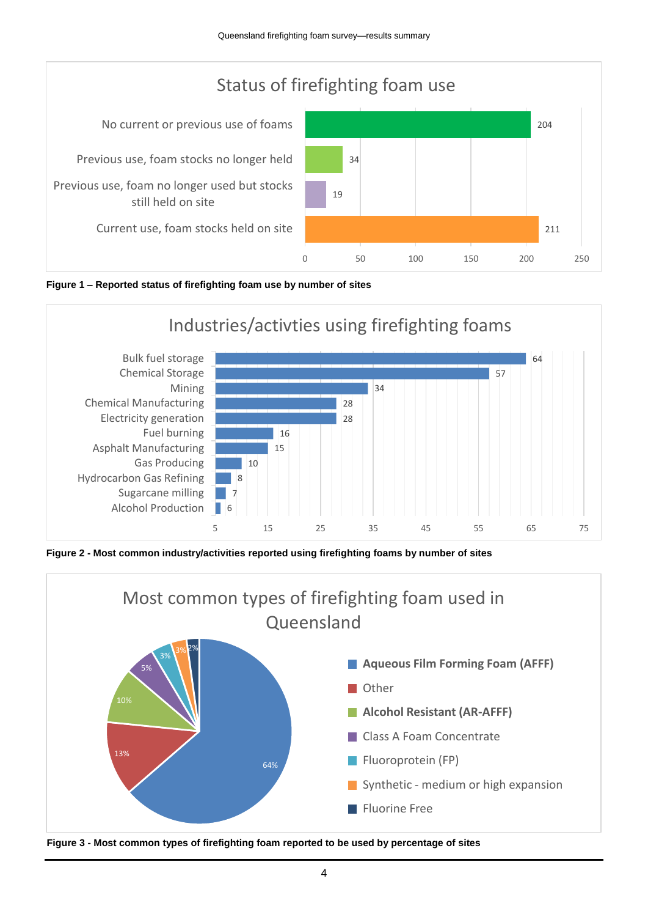**Status of firefighting foam use**

| Status | Number of sites |
|---|---|
| No current or previous use of foams | 204 |
| Previous use, foam stocks no longer held | 34 |
| Previous use, foam no longer used but stocks still held on site | 19 |
| Current use, foam stocks held on site | 211 |

**Figure 1 – Reported status of firefighting foam use by number of sites**

**Industries/activties using firefighting foams**

| Industry/activity | Number of sites |
|---|---|
| Bulk fuel storage | 64 |
| Chemical Storage | 57 |
| Mining | 34 |
| Chemical Manufacturing | 28 |
| Electricity generation | 28 |
| Fuel burning | 16 |
| Asphalt Manufacturing | 15 |
| Gas Producing | 10 |
| Hydrocarbon Gas Refining | 8 |
| Sugarcane milling | 7 |
| Alcohol Production | 6 |

**Figure 2 - Most common industry/activities reported using firefighting foams by number of sites**

**Most common types of firefighting foam used in Queensland**

| Foam type | Percentage |
|---|---|
| Aqueous Film Forming Foam (AFFF) | 64% |
| Other | 13% |
| Alcohol Resistant (AR-AFFF) | 10% |
| Class A Foam Concentrate | 5% |
| Fluoroprotein (FP) | 3% |
| Synthetic - medium or high expansion | 3% |
| Fluorine Free | 2% |

**Figure 3 - Most common types of firefighting foam reported to be used by percentage of sites**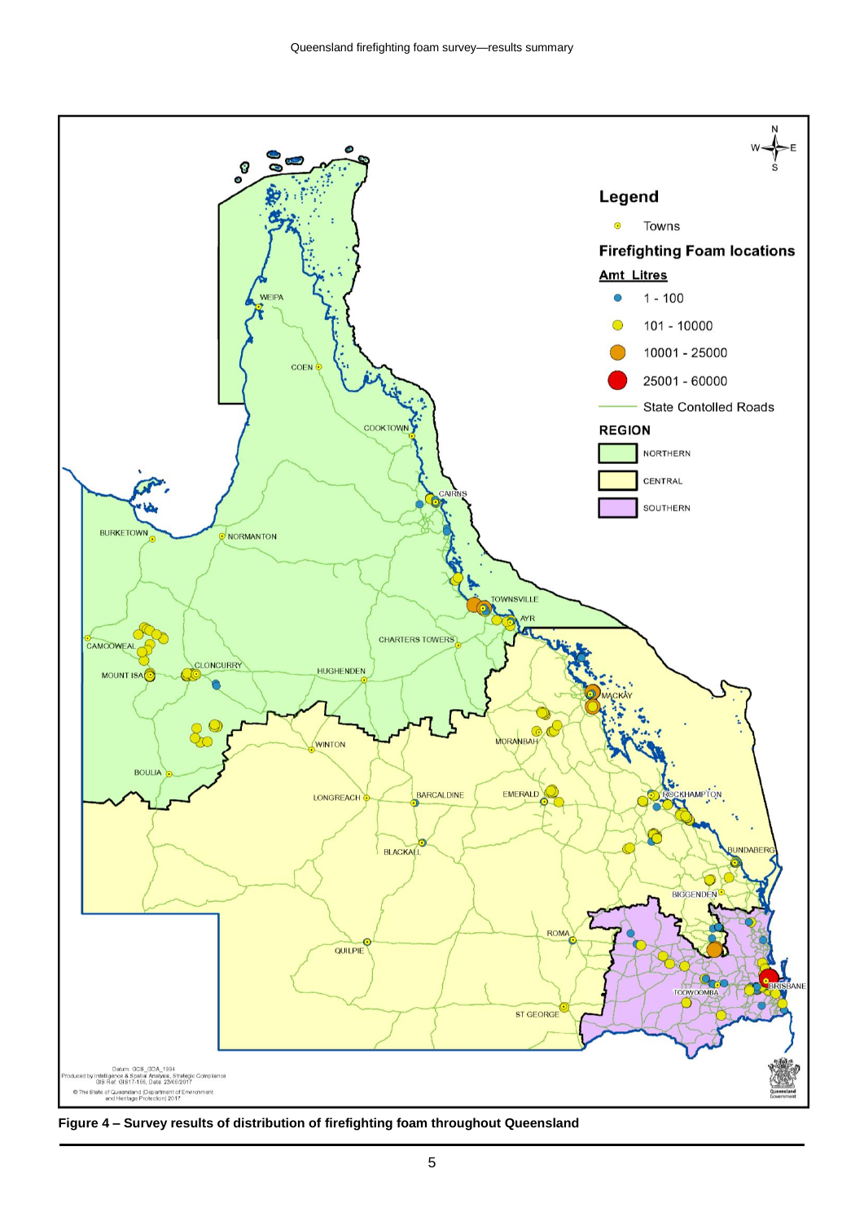Legend

Towns

Firefighting Foam locations

Amt_Litres

1 - 100

101 - 10000

10001 - 25000

25001 - 60000

State Contolled Roads

REGION

NORTHERN

CENTRAL

SOUTHERN

WEIPA

COEN

COOKTOWN

CAIRNS

BURKETOWN

NORMANTON

TOWNSVILLE

AYR

CHARTERS TOWERS

CAMOOWEAL

MOUNT ISA

CLONCURRY

HUGHENDEN

MACKAY

MORANBAH

WINTON

BOULIA

LONGREACH

BARCALDINE

EMERALD

ROCKHAMPTON

BLACKALL

BUNDABERG

BIGGENDEN

ROMA

QUILPIE

TOOWOOMBA

BRISBANE

ST GEORGE

Datum: GCS_GDA_1994

Produced by Intelligence & Spatial Analysis, Strategic Compliance

GIS Ref: GIS17-168, Date: 23/06/2017

© The State of Queensland (Department of Environment and Heritage Protection) 2017

**Figure 4 – Survey results of distribution of firefighting foam throughout Queensland**